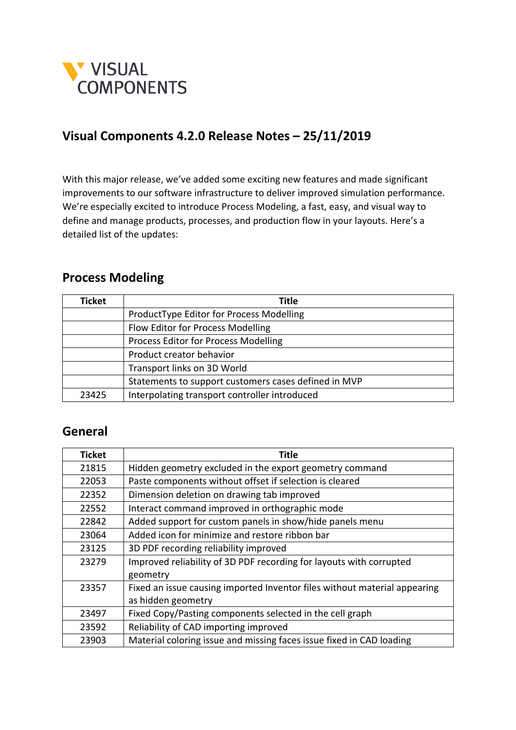VISUAL COMPONENTS

# Visual Components 4.2.0 Release Notes – 25/11/2019

With this major release, we've added some exciting new features and made significant improvements to our software infrastructure to deliver improved simulation performance. We're especially excited to introduce Process Modeling, a fast, easy, and visual way to define and manage products, processes, and production flow in your layouts. Here's a detailed list of the updates:

## Process Modeling

| Ticket | Title |
|---|---|
| | ProductType Editor for Process Modelling |
| | Flow Editor for Process Modelling |
| | Process Editor for Process Modelling |
| | Product creator behavior |
| | Transport links on 3D World |
| | Statements to support customers cases defined in MVP |
| 23425 | Interpolating transport controller introduced |

## General

| Ticket | Title |
|---|---|
| 21815 | Hidden geometry excluded in the export geometry command |
| 22053 | Paste components without offset if selection is cleared |
| 22352 | Dimension deletion on drawing tab improved |
| 22552 | Interact command improved in orthographic mode |
| 22842 | Added support for custom panels in show/hide panels menu |
| 23064 | Added icon for minimize and restore ribbon bar |
| 23125 | 3D PDF recording reliability improved |
| 23279 | Improved reliability of 3D PDF recording for layouts with corrupted geometry |
| 23357 | Fixed an issue causing imported Inventor files without material appearing as hidden geometry |
| 23497 | Fixed Copy/Pasting components selected in the cell graph |
| 23592 | Reliability of CAD importing improved |
| 23903 | Material coloring issue and missing faces issue fixed in CAD loading |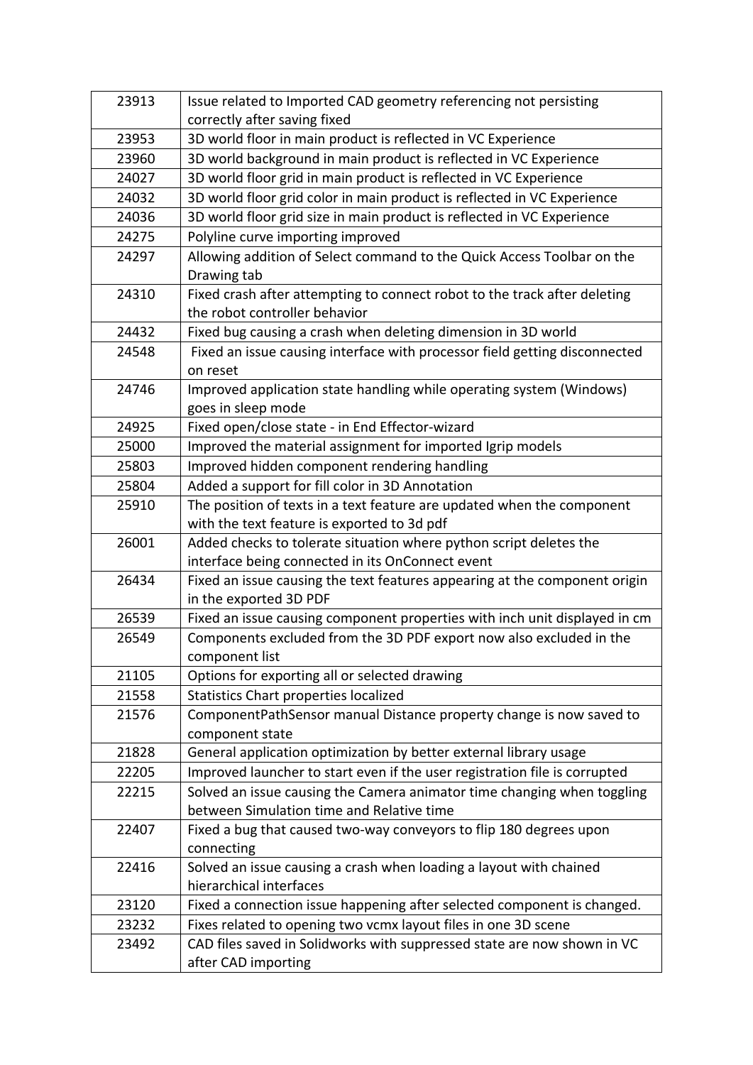| 23913 | Issue related to Imported CAD geometry referencing not persisting correctly after saving fixed |
|---|---|
| 23953 | 3D world floor in main product is reflected in VC Experience |
| 23960 | 3D world background in main product is reflected in VC Experience |
| 24027 | 3D world floor grid in main product is reflected in VC Experience |
| 24032 | 3D world floor grid color in main product is reflected in VC Experience |
| 24036 | 3D world floor grid size in main product is reflected in VC Experience |
| 24275 | Polyline curve importing improved |
| 24297 | Allowing addition of Select command to the Quick Access Toolbar on the Drawing tab |
| 24310 | Fixed crash after attempting to connect robot to the track after deleting the robot controller behavior |
| 24432 | Fixed bug causing a crash when deleting dimension in 3D world |
| 24548 | Fixed an issue causing interface with processor field getting disconnected on reset |
| 24746 | Improved application state handling while operating system (Windows) goes in sleep mode |
| 24925 | Fixed open/close state - in End Effector-wizard |
| 25000 | Improved the material assignment for imported Igrip models |
| 25803 | Improved hidden component rendering handling |
| 25804 | Added a support for fill color in 3D Annotation |
| 25910 | The position of texts in a text feature are updated when the component with the text feature is exported to 3d pdf |
| 26001 | Added checks to tolerate situation where python script deletes the interface being connected in its OnConnect event |
| 26434 | Fixed an issue causing the text features appearing at the component origin in the exported 3D PDF |
| 26539 | Fixed an issue causing component properties with inch unit displayed in cm |
| 26549 | Components excluded from the 3D PDF export now also excluded in the component list |
| 21105 | Options for exporting all or selected drawing |
| 21558 | Statistics Chart properties localized |
| 21576 | ComponentPathSensor manual Distance property change is now saved to component state |
| 21828 | General application optimization by better external library usage |
| 22205 | Improved launcher to start even if the user registration file is corrupted |
| 22215 | Solved an issue causing the Camera animator time changing when toggling between Simulation time and Relative time |
| 22407 | Fixed a bug that caused two-way conveyors to flip 180 degrees upon connecting |
| 22416 | Solved an issue causing a crash when loading a layout with chained hierarchical interfaces |
| 23120 | Fixed a connection issue happening after selected component is changed. |
| 23232 | Fixes related to opening two vcmx layout files in one 3D scene |
| 23492 | CAD files saved in Solidworks with suppressed state are now shown in VC after CAD importing |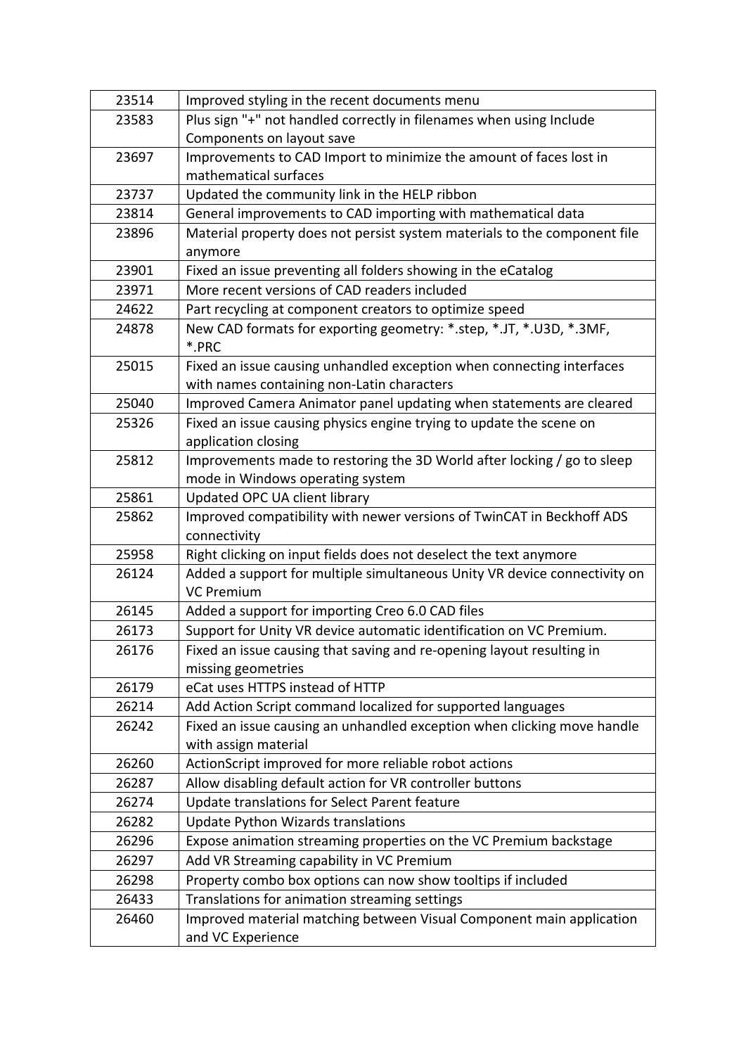| | |
|---|---|
| 23514 | Improved styling in the recent documents menu |
| 23583 | Plus sign "+" not handled correctly in filenames when using Include Components on layout save |
| 23697 | Improvements to CAD Import to minimize the amount of faces lost in mathematical surfaces |
| 23737 | Updated the community link in the HELP ribbon |
| 23814 | General improvements to CAD importing with mathematical data |
| 23896 | Material property does not persist system materials to the component file anymore |
| 23901 | Fixed an issue preventing all folders showing in the eCatalog |
| 23971 | More recent versions of CAD readers included |
| 24622 | Part recycling at component creators to optimize speed |
| 24878 | New CAD formats for exporting geometry: *.step, *.JT, *.U3D, *.3MF, *.PRC |
| 25015 | Fixed an issue causing unhandled exception when connecting interfaces with names containing non-Latin characters |
| 25040 | Improved Camera Animator panel updating when statements are cleared |
| 25326 | Fixed an issue causing physics engine trying to update the scene on application closing |
| 25812 | Improvements made to restoring the 3D World after locking / go to sleep mode in Windows operating system |
| 25861 | Updated OPC UA client library |
| 25862 | Improved compatibility with newer versions of TwinCAT in Beckhoff ADS connectivity |
| 25958 | Right clicking on input fields does not deselect the text anymore |
| 26124 | Added a support for multiple simultaneous Unity VR device connectivity on VC Premium |
| 26145 | Added a support for importing Creo 6.0 CAD files |
| 26173 | Support for Unity VR device automatic identification on VC Premium. |
| 26176 | Fixed an issue causing that saving and re-opening layout resulting in missing geometries |
| 26179 | eCat uses HTTPS instead of HTTP |
| 26214 | Add Action Script command localized for supported languages |
| 26242 | Fixed an issue causing an unhandled exception when clicking move handle with assign material |
| 26260 | ActionScript improved for more reliable robot actions |
| 26287 | Allow disabling default action for VR controller buttons |
| 26274 | Update translations for Select Parent feature |
| 26282 | Update Python Wizards translations |
| 26296 | Expose animation streaming properties on the VC Premium backstage |
| 26297 | Add VR Streaming capability in VC Premium |
| 26298 | Property combo box options can now show tooltips if included |
| 26433 | Translations for animation streaming settings |
| 26460 | Improved material matching between Visual Component main application and VC Experience |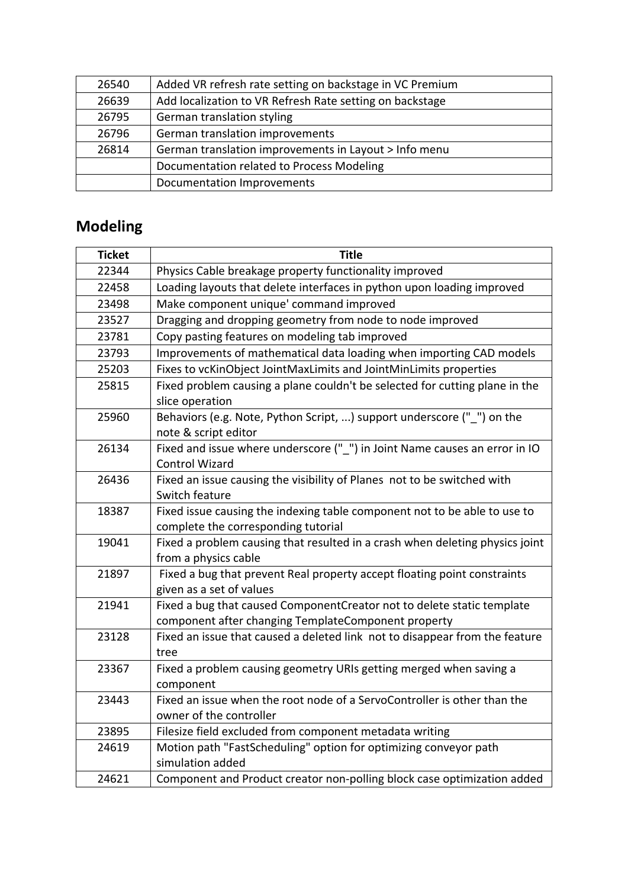| | |
|---|---|
| 26540 | Added VR refresh rate setting on backstage in VC Premium |
| 26639 | Add localization to VR Refresh Rate setting on backstage |
| 26795 | German translation styling |
| 26796 | German translation improvements |
| 26814 | German translation improvements in Layout > Info menu |
| | Documentation related to Process Modeling |
| | Documentation Improvements |

## Modeling

| Ticket | Title |
|---|---|
| 22344 | Physics Cable breakage property functionality improved |
| 22458 | Loading layouts that delete interfaces in python upon loading improved |
| 23498 | Make component unique' command improved |
| 23527 | Dragging and dropping geometry from node to node improved |
| 23781 | Copy pasting features on modeling tab improved |
| 23793 | Improvements of mathematical data loading when importing CAD models |
| 25203 | Fixes to vcKinObject JointMaxLimits and JointMinLimits properties |
| 25815 | Fixed problem causing a plane couldn't be selected for cutting plane in the slice operation |
| 25960 | Behaviors (e.g. Note, Python Script, ...) support underscore ("_") on the note & script editor |
| 26134 | Fixed and issue where underscore ("_") in Joint Name causes an error in IO Control Wizard |
| 26436 | Fixed an issue causing the visibility of Planes not to be switched with Switch feature |
| 18387 | Fixed issue causing the indexing table component not to be able to use to complete the corresponding tutorial |
| 19041 | Fixed a problem causing that resulted in a crash when deleting physics joint from a physics cable |
| 21897 | Fixed a bug that prevent Real property accept floating point constraints given as a set of values |
| 21941 | Fixed a bug that caused ComponentCreator not to delete static template component after changing TemplateComponent property |
| 23128 | Fixed an issue that caused a deleted link not to disappear from the feature tree |
| 23367 | Fixed a problem causing geometry URIs getting merged when saving a component |
| 23443 | Fixed an issue when the root node of a ServoController is other than the owner of the controller |
| 23895 | Filesize field excluded from component metadata writing |
| 24619 | Motion path "FastScheduling" option for optimizing conveyor path simulation added |
| 24621 | Component and Product creator non-polling block case optimization added |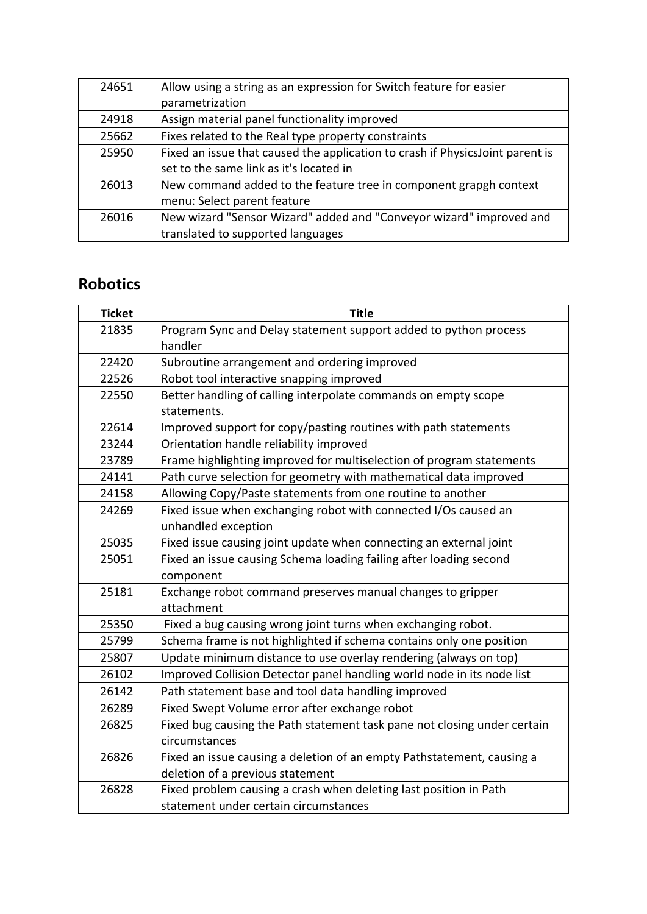| | |
|---|---|
| 24651 | Allow using a string as an expression for Switch feature for easier parametrization |
| 24918 | Assign material panel functionality improved |
| 25662 | Fixes related to the Real type property constraints |
| 25950 | Fixed an issue that caused the application to crash if PhysicsJoint parent is set to the same link as it's located in |
| 26013 | New command added to the feature tree in component grapgh context menu: Select parent feature |
| 26016 | New wizard "Sensor Wizard" added and "Conveyor wizard" improved and translated to supported languages |

## Robotics

| Ticket | Title |
|---|---|
| 21835 | Program Sync and Delay statement support added to python process handler |
| 22420 | Subroutine arrangement and ordering improved |
| 22526 | Robot tool interactive snapping improved |
| 22550 | Better handling of calling interpolate commands on empty scope statements. |
| 22614 | Improved support for copy/pasting routines with path statements |
| 23244 | Orientation handle reliability improved |
| 23789 | Frame highlighting improved for multiselection of program statements |
| 24141 | Path curve selection for geometry with mathematical data improved |
| 24158 | Allowing Copy/Paste statements from one routine to another |
| 24269 | Fixed issue when exchanging robot with connected I/Os caused an unhandled exception |
| 25035 | Fixed issue causing joint update when connecting an external joint |
| 25051 | Fixed an issue causing Schema loading failing after loading second component |
| 25181 | Exchange robot command preserves manual changes to gripper attachment |
| 25350 | Fixed a bug causing wrong joint turns when exchanging robot. |
| 25799 | Schema frame is not highlighted if schema contains only one position |
| 25807 | Update minimum distance to use overlay rendering (always on top) |
| 26102 | Improved Collision Detector panel handling world node in its node list |
| 26142 | Path statement base and tool data handling improved |
| 26289 | Fixed Swept Volume error after exchange robot |
| 26825 | Fixed bug causing the Path statement task pane not closing under certain circumstances |
| 26826 | Fixed an issue causing a deletion of an empty Pathstatement, causing a deletion of a previous statement |
| 26828 | Fixed problem causing a crash when deleting last position in Path statement under certain circumstances |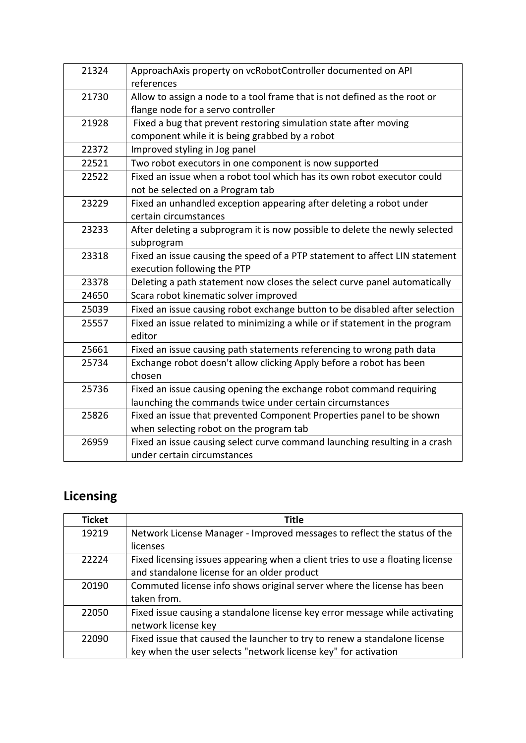| | |
|---|---|
| 21324 | ApproachAxis property on vcRobotController documented on API references |
| 21730 | Allow to assign a node to a tool frame that is not defined as the root or flange node for a servo controller |
| 21928 | Fixed a bug that prevent restoring simulation state after moving component while it is being grabbed by a robot |
| 22372 | Improved styling in Jog panel |
| 22521 | Two robot executors in one component is now supported |
| 22522 | Fixed an issue when a robot tool which has its own robot executor could not be selected on a Program tab |
| 23229 | Fixed an unhandled exception appearing after deleting a robot under certain circumstances |
| 23233 | After deleting a subprogram it is now possible to delete the newly selected subprogram |
| 23318 | Fixed an issue causing the speed of a PTP statement to affect LIN statement execution following the PTP |
| 23378 | Deleting a path statement now closes the select curve panel automatically |
| 24650 | Scara robot kinematic solver improved |
| 25039 | Fixed an issue causing robot exchange button to be disabled after selection |
| 25557 | Fixed an issue related to minimizing a while or if statement in the program editor |
| 25661 | Fixed an issue causing path statements referencing to wrong path data |
| 25734 | Exchange robot doesn't allow clicking Apply before a robot has been chosen |
| 25736 | Fixed an issue causing opening the exchange robot command requiring launching the commands twice under certain circumstances |
| 25826 | Fixed an issue that prevented Component Properties panel to be shown when selecting robot on the program tab |
| 26959 | Fixed an issue causing select curve command launching resulting in a crash under certain circumstances |

## Licensing

| Ticket | Title |
|---|---|
| 19219 | Network License Manager - Improved messages to reflect the status of the licenses |
| 22224 | Fixed licensing issues appearing when a client tries to use a floating license and standalone license for an older product |
| 20190 | Commuted license info shows original server where the license has been taken from. |
| 22050 | Fixed issue causing a standalone license key error message while activating network license key |
| 22090 | Fixed issue that caused the launcher to try to renew a standalone license key when the user selects "network license key" for activation |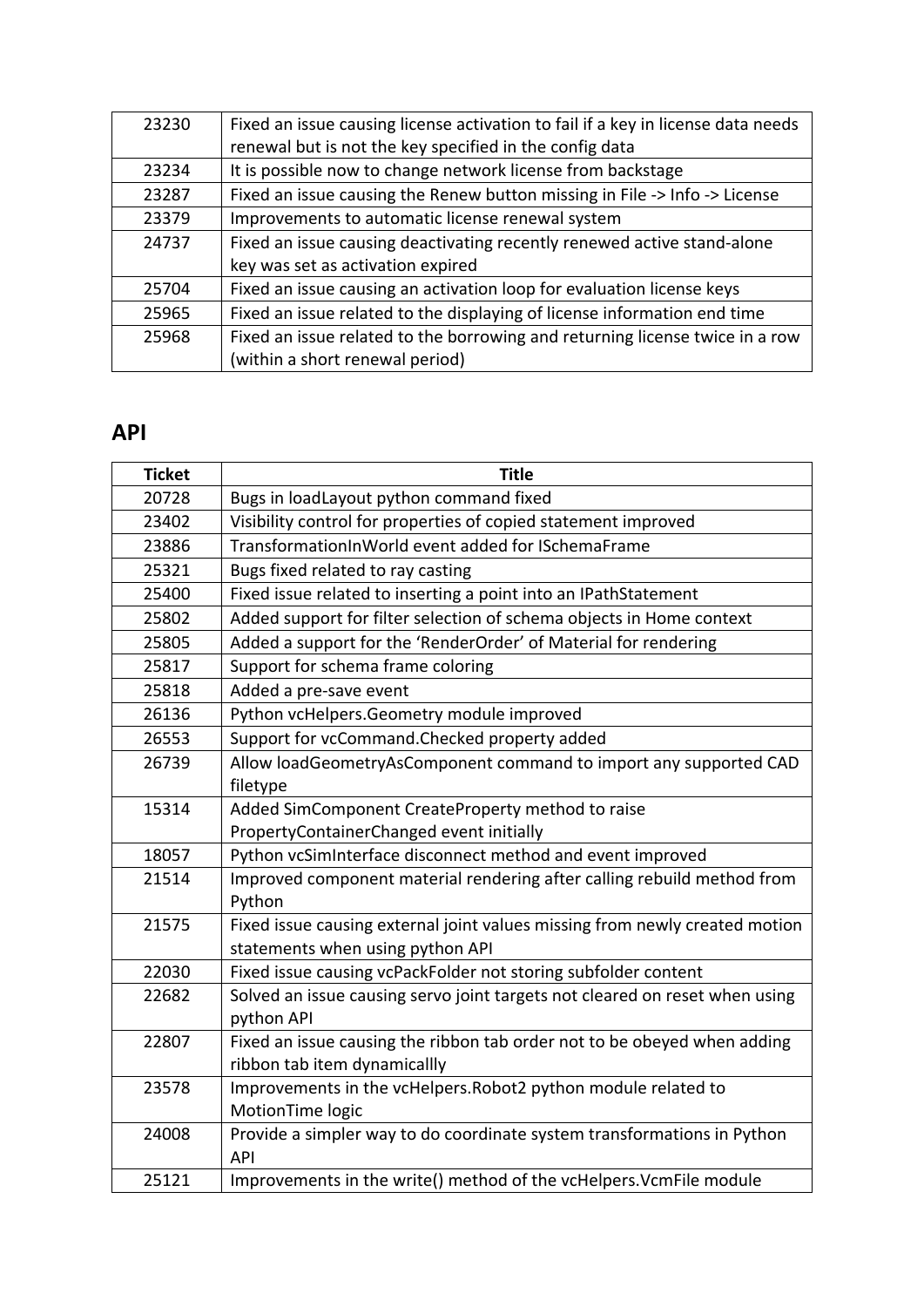| | |
|---|---|
| 23230 | Fixed an issue causing license activation to fail if a key in license data needs renewal but is not the key specified in the config data |
| 23234 | It is possible now to change network license from backstage |
| 23287 | Fixed an issue causing the Renew button missing in File -> Info -> License |
| 23379 | Improvements to automatic license renewal system |
| 24737 | Fixed an issue causing deactivating recently renewed active stand-alone key was set as activation expired |
| 25704 | Fixed an issue causing an activation loop for evaluation license keys |
| 25965 | Fixed an issue related to the displaying of license information end time |
| 25968 | Fixed an issue related to the borrowing and returning license twice in a row (within a short renewal period) |

## API

| Ticket | Title |
|---|---|
| 20728 | Bugs in loadLayout python command fixed |
| 23402 | Visibility control for properties of copied statement improved |
| 23886 | TransformationInWorld event added for ISchemaFrame |
| 25321 | Bugs fixed related to ray casting |
| 25400 | Fixed issue related to inserting a point into an IPathStatement |
| 25802 | Added support for filter selection of schema objects in Home context |
| 25805 | Added a support for the 'RenderOrder' of Material for rendering |
| 25817 | Support for schema frame coloring |
| 25818 | Added a pre-save event |
| 26136 | Python vcHelpers.Geometry module improved |
| 26553 | Support for vcCommand.Checked property added |
| 26739 | Allow loadGeometryAsComponent command to import any supported CAD filetype |
| 15314 | Added SimComponent CreateProperty method to raise PropertyContainerChanged event initially |
| 18057 | Python vcSimInterface disconnect method and event improved |
| 21514 | Improved component material rendering after calling rebuild method from Python |
| 21575 | Fixed issue causing external joint values missing from newly created motion statements when using python API |
| 22030 | Fixed issue causing vcPackFolder not storing subfolder content |
| 22682 | Solved an issue causing servo joint targets not cleared on reset when using python API |
| 22807 | Fixed an issue causing the ribbon tab order not to be obeyed when adding ribbon tab item dynamicallly |
| 23578 | Improvements in the vcHelpers.Robot2 python module related to MotionTime logic |
| 24008 | Provide a simpler way to do coordinate system transformations in Python API |
| 25121 | Improvements in the write() method of the vcHelpers.VcmFile module |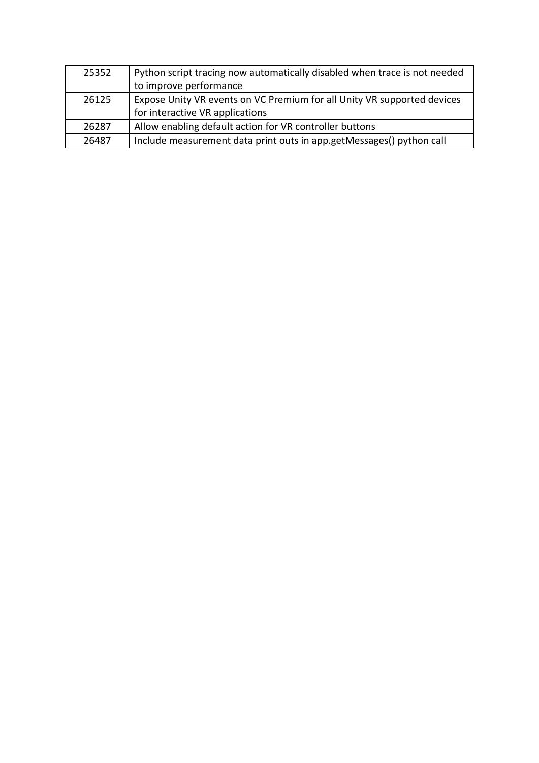| | |
|---|---|
| 25352 | Python script tracing now automatically disabled when trace is not needed to improve performance |
| 26125 | Expose Unity VR events on VC Premium for all Unity VR supported devices for interactive VR applications |
| 26287 | Allow enabling default action for VR controller buttons |
| 26487 | Include measurement data print outs in app.getMessages() python call |